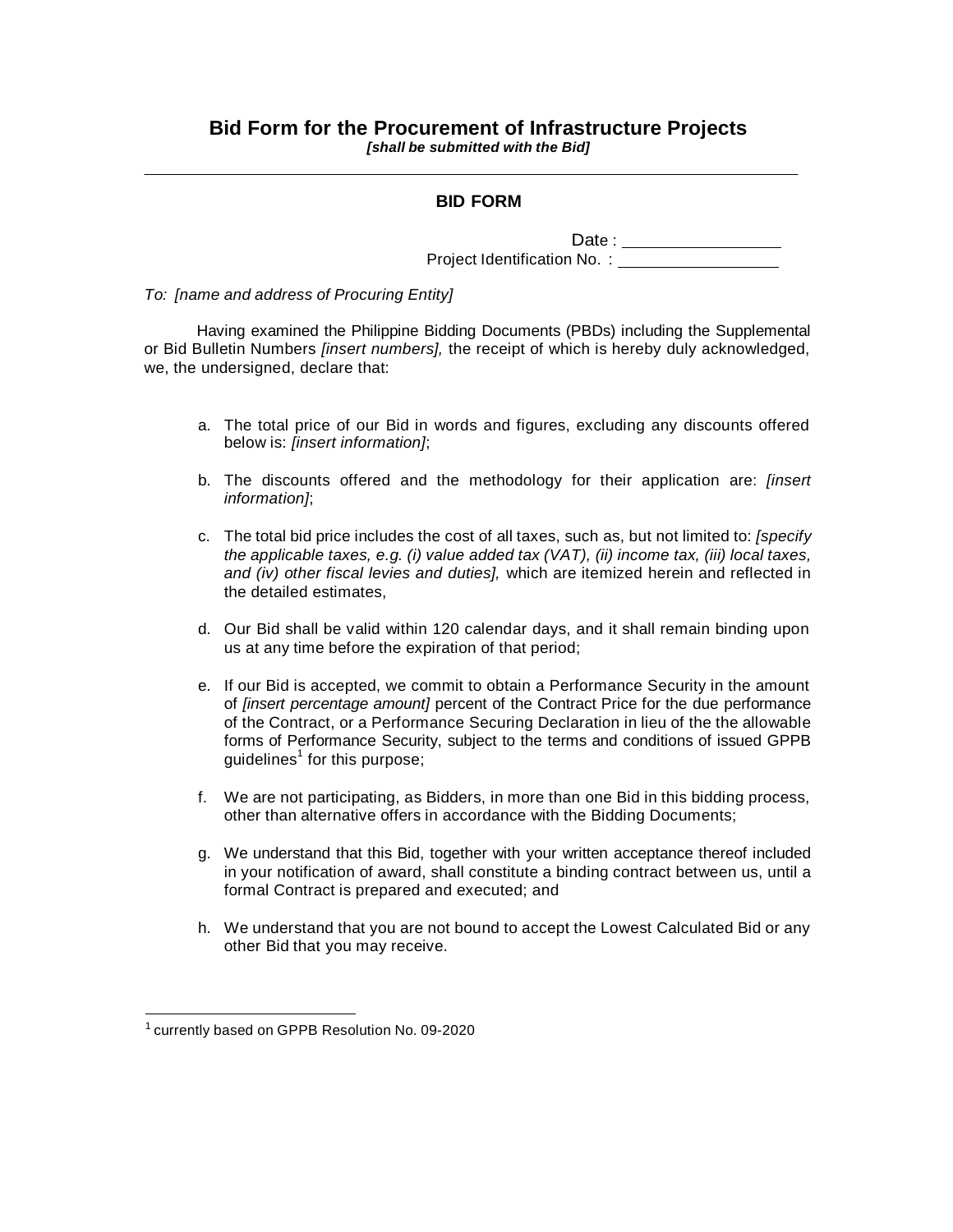# Bid Form for the Procurement of Infrastructure Projects

***[shall be submitted with the Bid]***

---

## BID FORM

Date : \_\_\_\_\_\_\_\_\_\_\_\_\_\_\_\_\_\_

Project Identification No. : \_\_\_\_\_\_\_\_\_\_\_\_\_\_\_\_\_\_

*To: [name and address of Procuring Entity]*

Having examined the Philippine Bidding Documents (PBDs) including the Supplemental or Bid Bulletin Numbers *[insert numbers],* the receipt of which is hereby duly acknowledged, we, the undersigned, declare that:

a. The total price of our Bid in words and figures, excluding any discounts offered below is: *[insert information]*;

b. The discounts offered and the methodology for their application are: *[insert information]*;

c. The total bid price includes the cost of all taxes, such as, but not limited to: *[specify the applicable taxes, e.g. (i) value added tax (VAT), (ii) income tax, (iii) local taxes, and (iv) other fiscal levies and duties],* which are itemized herein and reflected in the detailed estimates,

d. Our Bid shall be valid within 120 calendar days, and it shall remain binding upon us at any time before the expiration of that period;

e. If our Bid is accepted, we commit to obtain a Performance Security in the amount of *[insert percentage amount]* percent of the Contract Price for the due performance of the Contract, or a Performance Securing Declaration in lieu of the the allowable forms of Performance Security, subject to the terms and conditions of issued GPPB guidelines[1] for this purpose;

f. We are not participating, as Bidders, in more than one Bid in this bidding process, other than alternative offers in accordance with the Bidding Documents;

g. We understand that this Bid, together with your written acceptance thereof included in your notification of award, shall constitute a binding contract between us, until a formal Contract is prepared and executed; and

h. We understand that you are not bound to accept the Lowest Calculated Bid or any other Bid that you may receive.

---

[1] currently based on GPPB Resolution No. 09-2020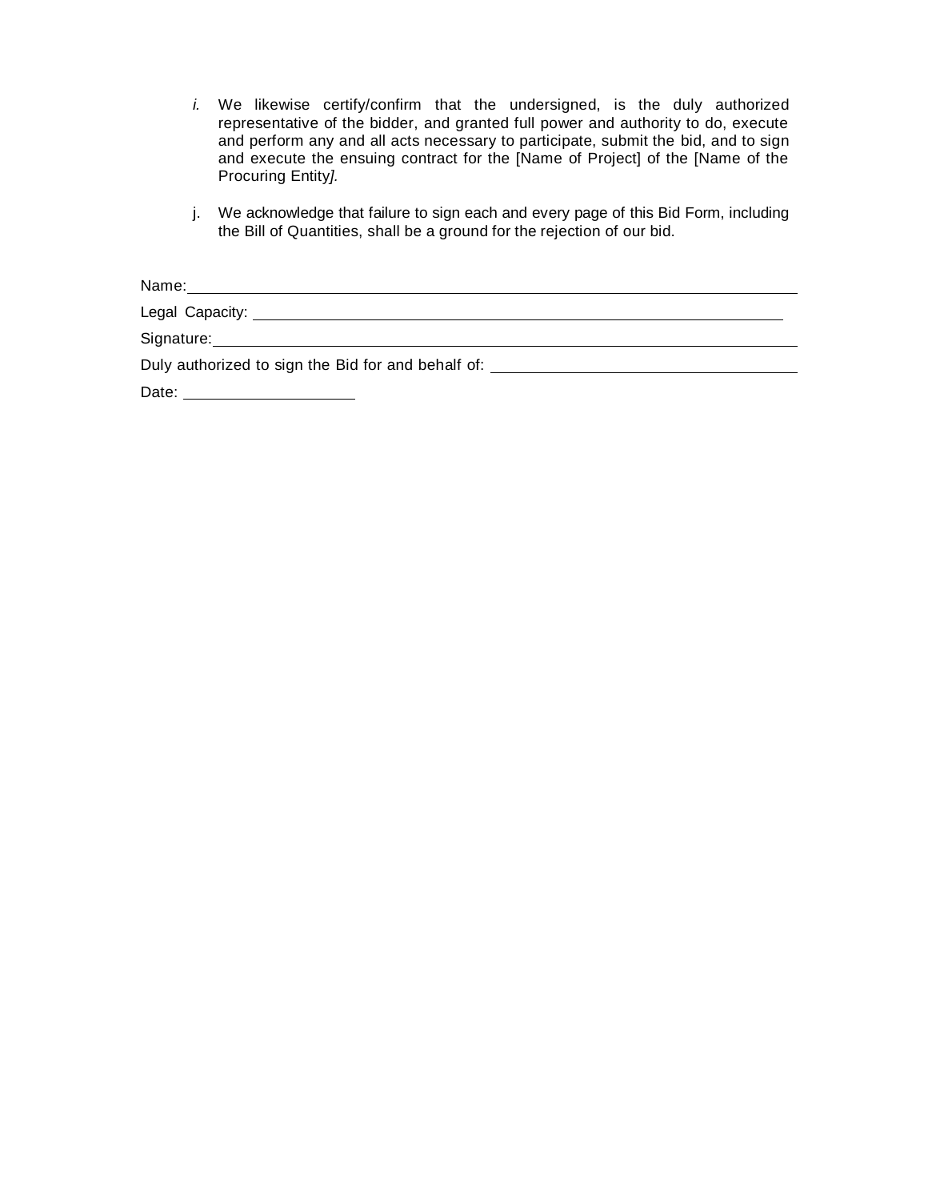*i.* We likewise certify/confirm that the undersigned, is the duly authorized representative of the bidder, and granted full power and authority to do, execute and perform any and all acts necessary to participate, submit the bid, and to sign and execute the ensuing contract for the [Name of Project] of the [Name of the Procuring Entity*].*

j. We acknowledge that failure to sign each and every page of this Bid Form, including the Bill of Quantities, shall be a ground for the rejection of our bid.

Name: ___________________________________________________________________

Legal Capacity: ____________________________________________________________

Signature: _________________________________________________________________

Duly authorized to sign the Bid for and behalf of: ______________________________

Date: ____________________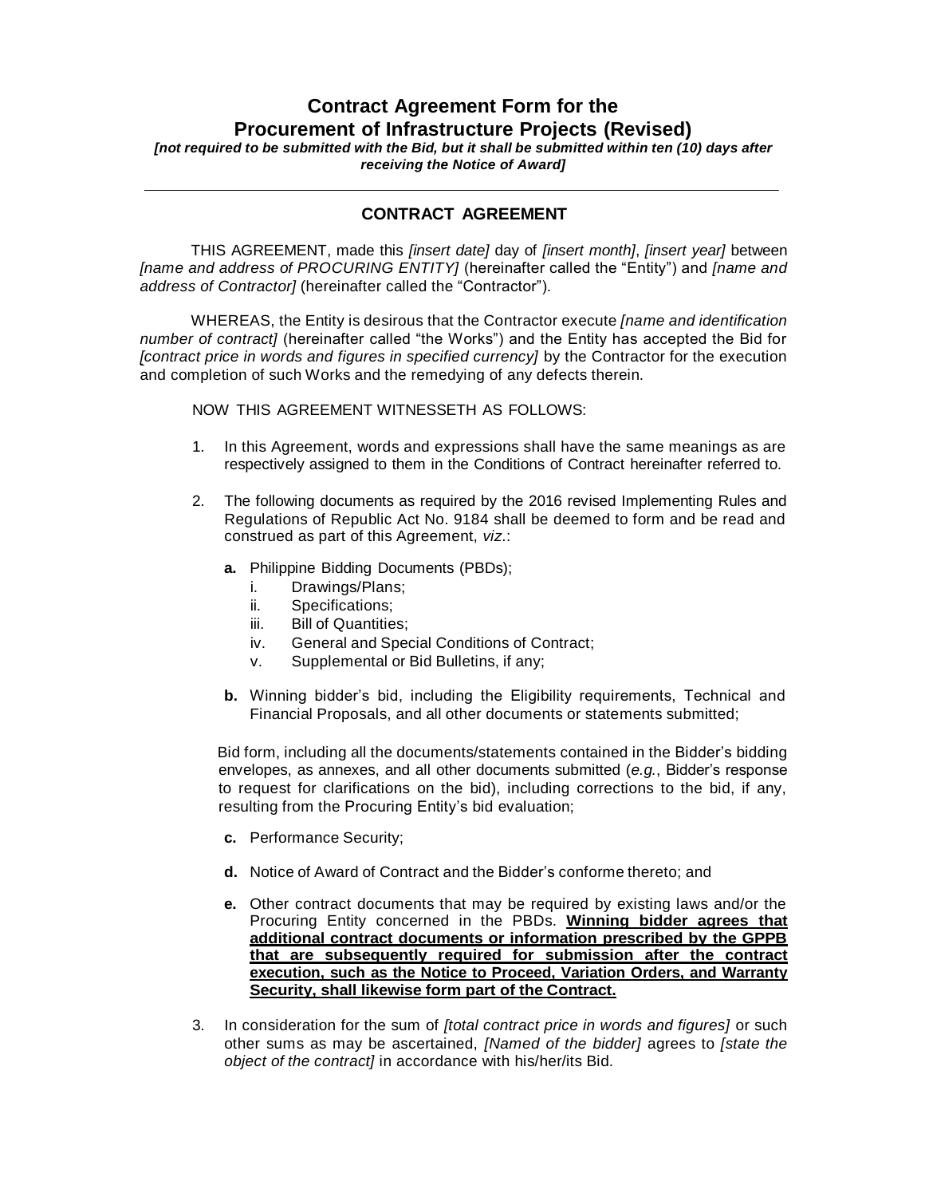# Contract Agreement Form for the Procurement of Infrastructure Projects (Revised)

***[not required to be submitted with the Bid, but it shall be submitted within ten (10) days after receiving the Notice of Award]***

---

## CONTRACT AGREEMENT

THIS AGREEMENT, made this *[insert date]* day of *[insert month]*, *[insert year]* between *[name and address of PROCURING ENTITY]* (hereinafter called the "Entity") and *[name and address of Contractor]* (hereinafter called the "Contractor").

WHEREAS, the Entity is desirous that the Contractor execute *[name and identification number of contract]* (hereinafter called "the Works") and the Entity has accepted the Bid for *[contract price in words and figures in specified currency]* by the Contractor for the execution and completion of such Works and the remedying of any defects therein.

NOW THIS AGREEMENT WITNESSETH AS FOLLOWS:

1. In this Agreement, words and expressions shall have the same meanings as are respectively assigned to them in the Conditions of Contract hereinafter referred to.

2. The following documents as required by the 2016 revised Implementing Rules and Regulations of Republic Act No. 9184 shall be deemed to form and be read and construed as part of this Agreement, *viz.*:

   **a.** Philippine Bidding Documents (PBDs);
      i. Drawings/Plans;
      ii. Specifications;
      iii. Bill of Quantities;
      iv. General and Special Conditions of Contract;
      v. Supplemental or Bid Bulletins, if any;

   **b.** Winning bidder's bid, including the Eligibility requirements, Technical and Financial Proposals, and all other documents or statements submitted;

   Bid form, including all the documents/statements contained in the Bidder's bidding envelopes, as annexes, and all other documents submitted (*e.g.*, Bidder's response to request for clarifications on the bid), including corrections to the bid, if any, resulting from the Procuring Entity's bid evaluation;

   **c.** Performance Security;

   **d.** Notice of Award of Contract and the Bidder's conforme thereto; and

   **e.** Other contract documents that may be required by existing laws and/or the Procuring Entity concerned in the PBDs. <u>**Winning bidder agrees that additional contract documents or information prescribed by the GPPB that are subsequently required for submission after the contract execution, such as the Notice to Proceed, Variation Orders, and Warranty Security, shall likewise form part of the Contract.**</u>

3. In consideration for the sum of *[total contract price in words and figures]* or such other sums as may be ascertained, *[Named of the bidder]* agrees to *[state the object of the contract]* in accordance with his/her/its Bid.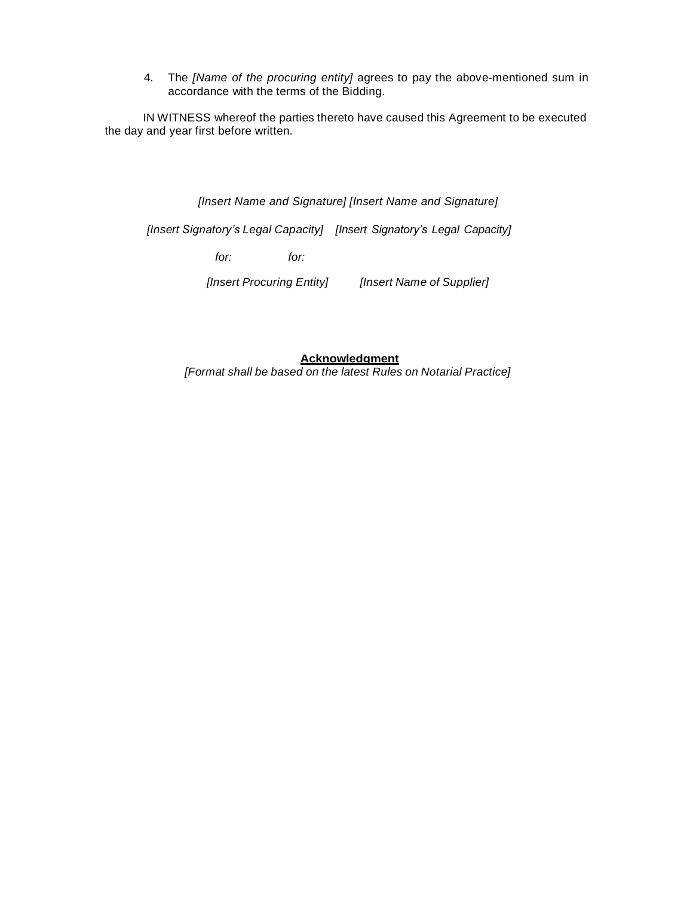4. The *[Name of the procuring entity]* agrees to pay the above-mentioned sum in accordance with the terms of the Bidding.

IN WITNESS whereof the parties thereto have caused this Agreement to be executed the day and year first before written.

| | |
|---|---|
| *[Insert Name and Signature]* | *[Insert Name and Signature]* |
| *[Insert Signatory's Legal Capacity]* | *[Insert Signatory's Legal Capacity]* |
| *for:* | *for:* |
| *[Insert Procuring Entity]* | *[Insert Name of Supplier]* |

**Acknowledgment**

*[Format shall be based on the latest Rules on Notarial Practice]*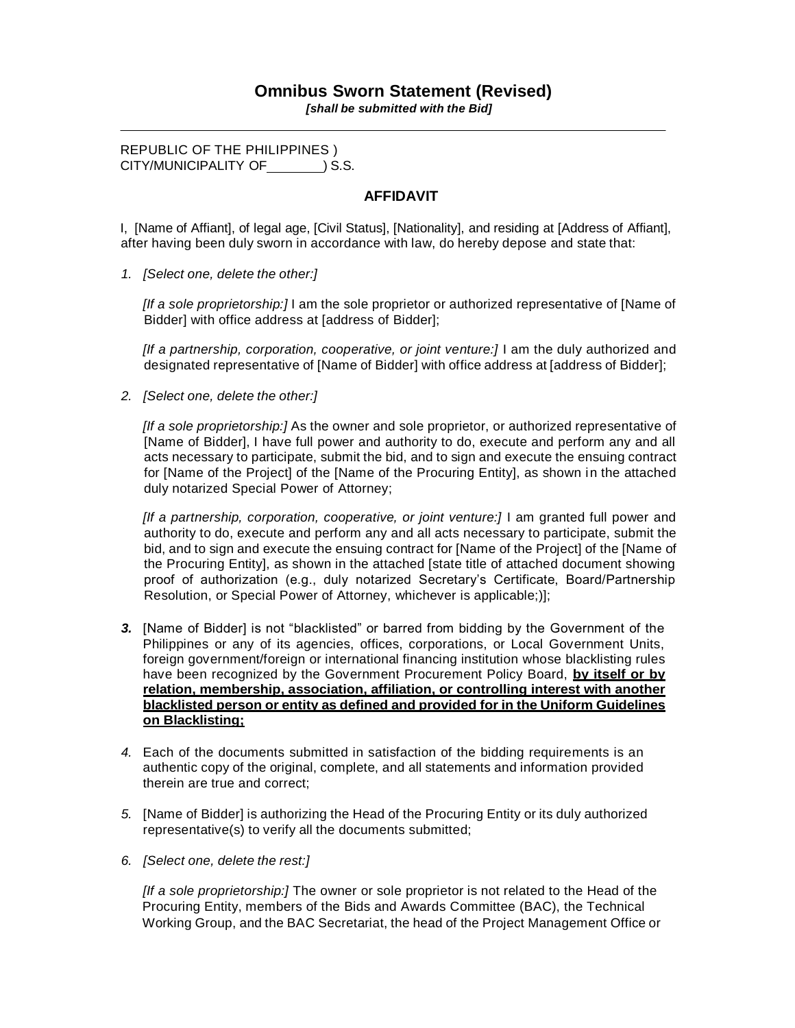# Omnibus Sworn Statement (Revised)

***[shall be submitted with the Bid]***

---

REPUBLIC OF THE PHILIPPINES )
CITY/MUNICIPALITY OF ________ ) S.S.

## AFFIDAVIT

I, [Name of Affiant], of legal age, [Civil Status], [Nationality], and residing at [Address of Affiant], after having been duly sworn in accordance with law, do hereby depose and state that:

1. *[Select one, delete the other:]*

   *[If a sole proprietorship:]* I am the sole proprietor or authorized representative of [Name of Bidder] with office address at [address of Bidder];

   *[If a partnership, corporation, cooperative, or joint venture:]* I am the duly authorized and designated representative of [Name of Bidder] with office address at [address of Bidder];

2. *[Select one, delete the other:]*

   *[If a sole proprietorship:]* As the owner and sole proprietor, or authorized representative of [Name of Bidder], I have full power and authority to do, execute and perform any and all acts necessary to participate, submit the bid, and to sign and execute the ensuing contract for [Name of the Project] of the [Name of the Procuring Entity], as shown in the attached duly notarized Special Power of Attorney;

   *[If a partnership, corporation, cooperative, or joint venture:]* I am granted full power and authority to do, execute and perform any and all acts necessary to participate, submit the bid, and to sign and execute the ensuing contract for [Name of the Project] of the [Name of the Procuring Entity], as shown in the attached [state title of attached document showing proof of authorization (e.g., duly notarized Secretary's Certificate, Board/Partnership Resolution, or Special Power of Attorney, whichever is applicable;)];

3. [Name of Bidder] is not "blacklisted" or barred from bidding by the Government of the Philippines or any of its agencies, offices, corporations, or Local Government Units, foreign government/foreign or international financing institution whose blacklisting rules have been recognized by the Government Procurement Policy Board, **by itself or by relation, membership, association, affiliation, or controlling interest with another blacklisted person or entity as defined and provided for in the Uniform Guidelines on Blacklisting;**

4. Each of the documents submitted in satisfaction of the bidding requirements is an authentic copy of the original, complete, and all statements and information provided therein are true and correct;

5. [Name of Bidder] is authorizing the Head of the Procuring Entity or its duly authorized representative(s) to verify all the documents submitted;

6. *[Select one, delete the rest:]*

   *[If a sole proprietorship:]* The owner or sole proprietor is not related to the Head of the Procuring Entity, members of the Bids and Awards Committee (BAC), the Technical Working Group, and the BAC Secretariat, the head of the Project Management Office or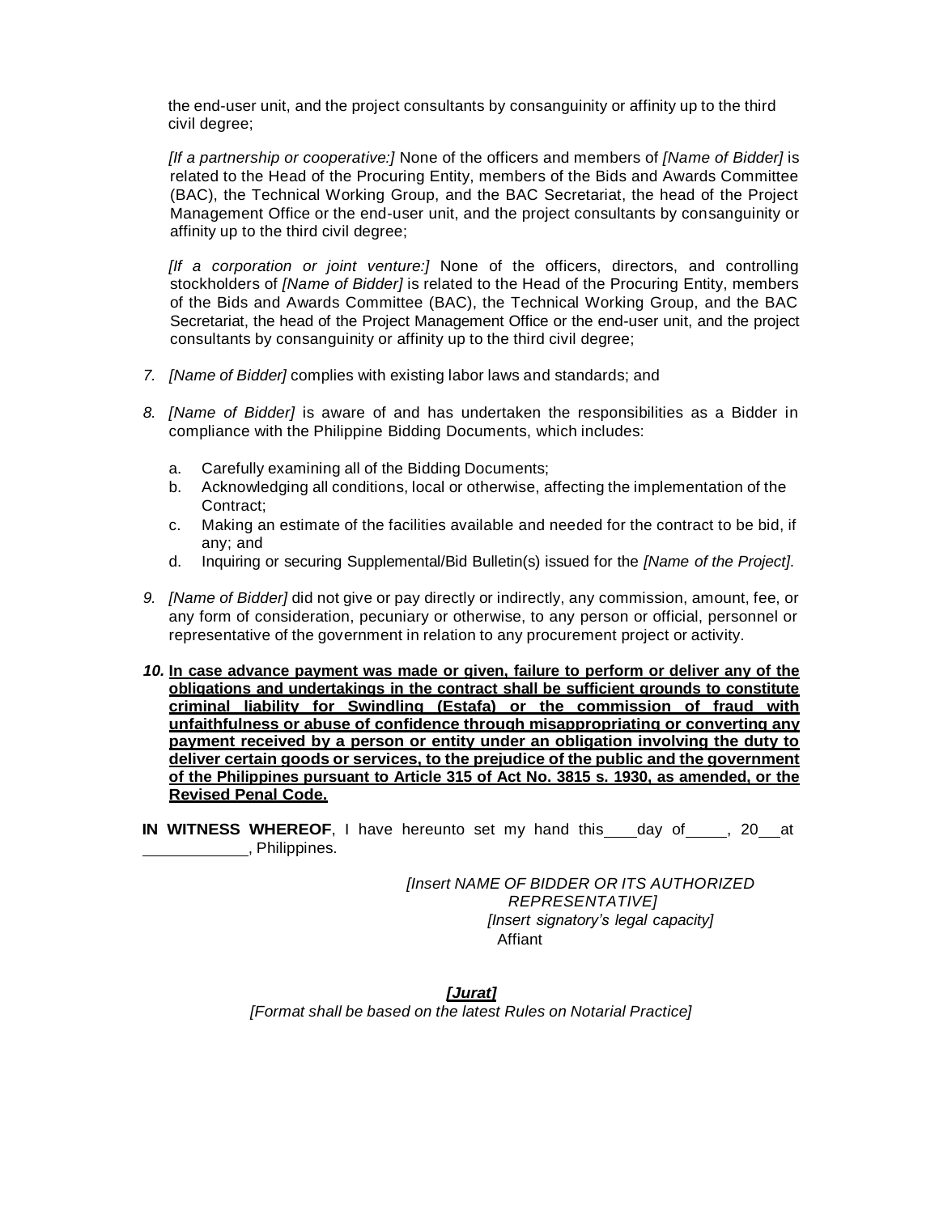the end-user unit, and the project consultants by consanguinity or affinity up to the third civil degree;

*[If a partnership or cooperative:]* None of the officers and members of *[Name of Bidder]* is related to the Head of the Procuring Entity, members of the Bids and Awards Committee (BAC), the Technical Working Group, and the BAC Secretariat, the head of the Project Management Office or the end-user unit, and the project consultants by consanguinity or affinity up to the third civil degree;

*[If a corporation or joint venture:]* None of the officers, directors, and controlling stockholders of *[Name of Bidder]* is related to the Head of the Procuring Entity, members of the Bids and Awards Committee (BAC), the Technical Working Group, and the BAC Secretariat, the head of the Project Management Office or the end-user unit, and the project consultants by consanguinity or affinity up to the third civil degree;

7. *[Name of Bidder]* complies with existing labor laws and standards; and

8. *[Name of Bidder]* is aware of and has undertaken the responsibilities as a Bidder in compliance with the Philippine Bidding Documents, which includes:

   a. Carefully examining all of the Bidding Documents;
   b. Acknowledging all conditions, local or otherwise, affecting the implementation of the Contract;
   c. Making an estimate of the facilities available and needed for the contract to be bid, if any; and
   d. Inquiring or securing Supplemental/Bid Bulletin(s) issued for the *[Name of the Project]*.

9. *[Name of Bidder]* did not give or pay directly or indirectly, any commission, amount, fee, or any form of consideration, pecuniary or otherwise, to any person or official, personnel or representative of the government in relation to any procurement project or activity.

10. **In case advance payment was made or given, failure to perform or deliver any of the obligations and undertakings in the contract shall be sufficient grounds to constitute criminal liability for Swindling (Estafa) or the commission of fraud with unfaithfulness or abuse of confidence through misappropriating or converting any payment received by a person or entity under an obligation involving the duty to deliver certain goods or services, to the prejudice of the public and the government of the Philippines pursuant to Article 315 of Act No. 3815 s. 1930, as amended, or the Revised Penal Code.**

**IN WITNESS WHEREOF**, I have hereunto set my hand this \_\_\_\_ day of \_\_\_\_\_, 20\_\_ at \_\_\_\_\_\_\_\_\_\_\_\_, Philippines.

*[Insert NAME OF BIDDER OR ITS AUTHORIZED REPRESENTATIVE]*
*[Insert signatory's legal capacity]*
Affiant

***[Jurat]***

*[Format shall be based on the latest Rules on Notarial Practice]*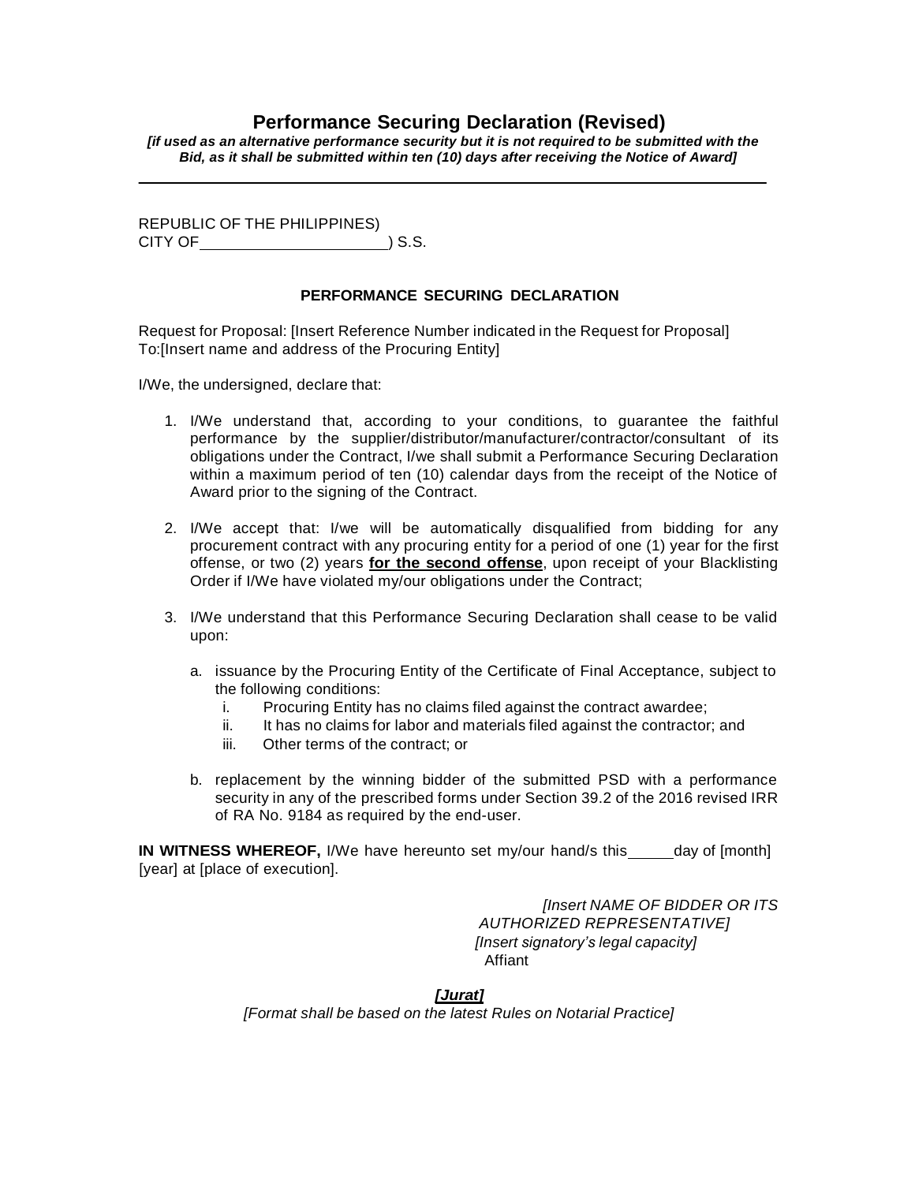# Performance Securing Declaration (Revised)

***[if used as an alternative performance security but it is not required to be submitted with the Bid, as it shall be submitted within ten (10) days after receiving the Notice of Award]***

---

REPUBLIC OF THE PHILIPPINES)
CITY OF______________________) S.S.

**PERFORMANCE SECURING DECLARATION**

Request for Proposal: [Insert Reference Number indicated in the Request for Proposal]
To:[Insert name and address of the Procuring Entity]

I/We, the undersigned, declare that:

1. I/We understand that, according to your conditions, to guarantee the faithful performance by the supplier/distributor/manufacturer/contractor/consultant of its obligations under the Contract, I/we shall submit a Performance Securing Declaration within a maximum period of ten (10) calendar days from the receipt of the Notice of Award prior to the signing of the Contract.

2. I/We accept that: I/we will be automatically disqualified from bidding for any procurement contract with any procuring entity for a period of one (1) year for the first offense, or two (2) years **<u>for the second offense</u>**, upon receipt of your Blacklisting Order if I/We have violated my/our obligations under the Contract;

3. I/We understand that this Performance Securing Declaration shall cease to be valid upon:

   a. issuance by the Procuring Entity of the Certificate of Final Acceptance, subject to the following conditions:
      i. Procuring Entity has no claims filed against the contract awardee;
      ii. It has no claims for labor and materials filed against the contractor; and
      iii. Other terms of the contract; or

   b. replacement by the winning bidder of the submitted PSD with a performance security in any of the prescribed forms under Section 39.2 of the 2016 revised IRR of RA No. 9184 as required by the end-user.

**IN WITNESS WHEREOF,** I/We have hereunto set my/our hand/s this_____day of [month] [year] at [place of execution].

*[Insert NAME OF BIDDER OR ITS AUTHORIZED REPRESENTATIVE]*
*[Insert signatory's legal capacity]*
Affiant

***<u>[Jurat]</u>***
*[Format shall be based on the latest Rules on Notarial Practice]*